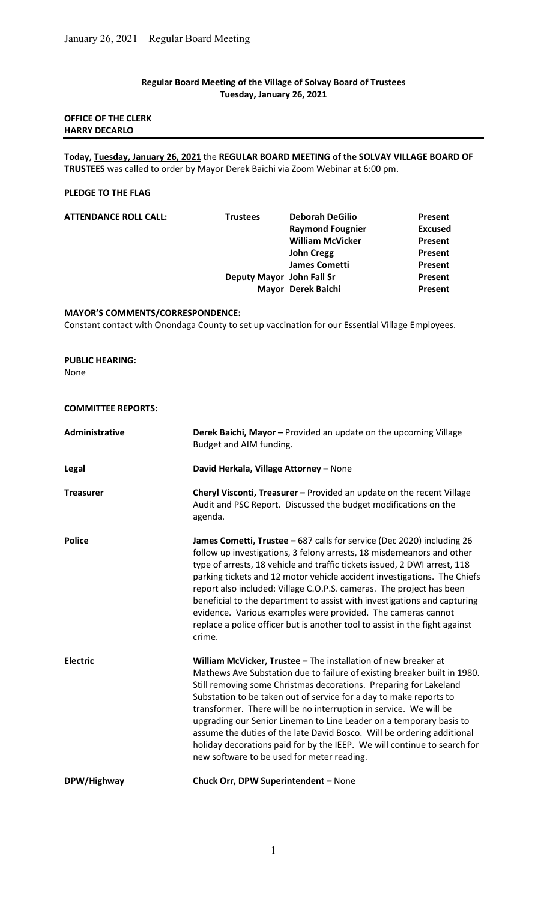**Regular Board Meeting of the Village of Solvay Board of Trustees**
**Tuesday, January 26, 2021**

**OFFICE OF THE CLERK**
**HARRY DECARLO**

---

**Today, Tuesday, January 26, 2021** the **REGULAR BOARD MEETING of the SOLVAY VILLAGE BOARD OF TRUSTEES** was called to order by Mayor Derek Baichi via Zoom Webinar at 6:00 pm.

**PLEDGE TO THE FLAG**

**ATTENDANCE ROLL CALL:**

| | | |
|---|---|---|
| **Trustees** | **Deborah DeGilio** | **Present** |
| | **Raymond Fougnier** | **Excused** |
| | **William McVicker** | **Present** |
| | **John Cregg** | **Present** |
| | **James Cometti** | **Present** |
| **Deputy Mayor** | **John Fall Sr** | **Present** |
| **Mayor** | **Derek Baichi** | **Present** |

**MAYOR'S COMMENTS/CORRESPONDENCE:**
Constant contact with Onondaga County to set up vaccination for our Essential Village Employees.

**PUBLIC HEARING:**
None

**COMMITTEE REPORTS:**

**Administrative** — **Derek Baichi, Mayor –** Provided an update on the upcoming Village Budget and AIM funding.

**Legal** — **David Herkala, Village Attorney –** None

**Treasurer** — **Cheryl Visconti, Treasurer –** Provided an update on the recent Village Audit and PSC Report. Discussed the budget modifications on the agenda.

**Police** — **James Cometti, Trustee –** 687 calls for service (Dec 2020) including 26 follow up investigations, 3 felony arrests, 18 misdemeanors and other type of arrests, 18 vehicle and traffic tickets issued, 2 DWI arrest, 118 parking tickets and 12 motor vehicle accident investigations. The Chiefs report also included: Village C.O.P.S. cameras. The project has been beneficial to the department to assist with investigations and capturing evidence. Various examples were provided. The cameras cannot replace a police officer but is another tool to assist in the fight against crime.

**Electric** — **William McVicker, Trustee –** The installation of new breaker at Mathews Ave Substation due to failure of existing breaker built in 1980. Still removing some Christmas decorations. Preparing for Lakeland Substation to be taken out of service for a day to make reports to transformer. There will be no interruption in service. We will be upgrading our Senior Lineman to Line Leader on a temporary basis to assume the duties of the late David Bosco. Will be ordering additional holiday decorations paid for by the IEEP. We will continue to search for new software to be used for meter reading.

**DPW/Highway** — **Chuck Orr, DPW Superintendent –** None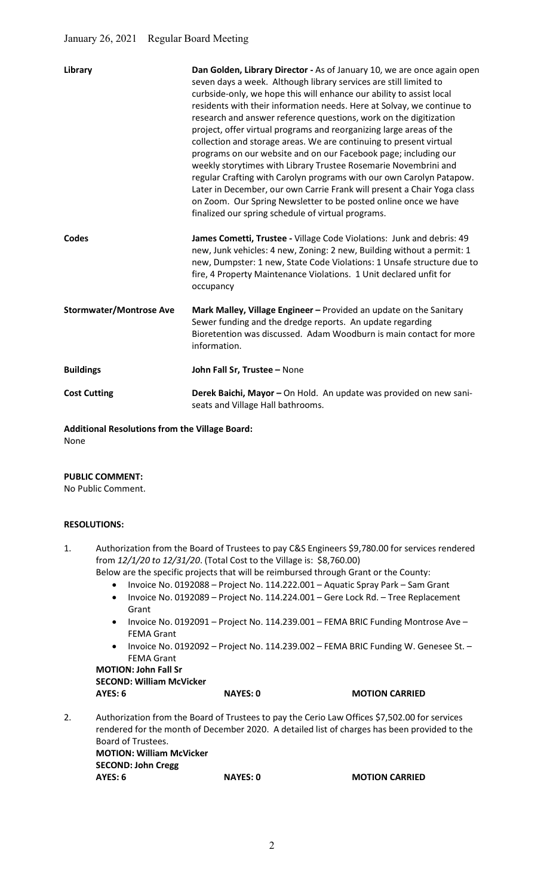| | |
|---|---|
| **Library** | **Dan Golden, Library Director -** As of January 10, we are once again open seven days a week. Although library services are still limited to curbside-only, we hope this will enhance our ability to assist local residents with their information needs. Here at Solvay, we continue to research and answer reference questions, work on the digitization project, offer virtual programs and reorganizing large areas of the collection and storage areas. We are continuing to present virtual programs on our website and on our Facebook page; including our weekly storytimes with Library Trustee Rosemarie Novembrini and regular Crafting with Carolyn programs with our own Carolyn Patapow. Later in December, our own Carrie Frank will present a Chair Yoga class on Zoom. Our Spring Newsletter to be posted online once we have finalized our spring schedule of virtual programs. |
| **Codes** | **James Cometti, Trustee -** Village Code Violations: Junk and debris: 49 new, Junk vehicles: 4 new, Zoning: 2 new, Building without a permit: 1 new, Dumpster: 1 new, State Code Violations: 1 Unsafe structure due to fire, 4 Property Maintenance Violations. 1 Unit declared unfit for occupancy |
| **Stormwater/Montrose Ave** | **Mark Malley, Village Engineer –** Provided an update on the Sanitary Sewer funding and the dredge reports. An update regarding Bioretention was discussed. Adam Woodburn is main contact for more information. |
| **Buildings** | **John Fall Sr, Trustee –** None |
| **Cost Cutting** | **Derek Baichi, Mayor –** On Hold. An update was provided on new sani-seats and Village Hall bathrooms. |

**Additional Resolutions from the Village Board:**
None

**PUBLIC COMMENT:**
No Public Comment.

**RESOLUTIONS:**

1. Authorization from the Board of Trustees to pay C&S Engineers $9,780.00 for services rendered from *12/1/20 to 12/31/20*. (Total Cost to the Village is: $8,760.00)
   Below are the specific projects that will be reimbursed through Grant or the County:
   - Invoice No. 0192088 – Project No. 114.222.001 – Aquatic Spray Park – Sam Grant
   - Invoice No. 0192089 – Project No. 114.224.001 – Gere Lock Rd. – Tree Replacement Grant
   - Invoice No. 0192091 – Project No. 114.239.001 – FEMA BRIC Funding Montrose Ave – FEMA Grant
   - Invoice No. 0192092 – Project No. 114.239.002 – FEMA BRIC Funding W. Genesee St. – FEMA Grant

   **MOTION: John Fall Sr**
   **SECOND: William McVicker**
   **AYES: 6** **NAYES: 0** **MOTION CARRIED**

2. Authorization from the Board of Trustees to pay the Cerio Law Offices $7,502.00 for services rendered for the month of December 2020. A detailed list of charges has been provided to the Board of Trustees.
   **MOTION: William McVicker**
   **SECOND: John Cregg**
   **AYES: 6** **NAYES: 0** **MOTION CARRIED**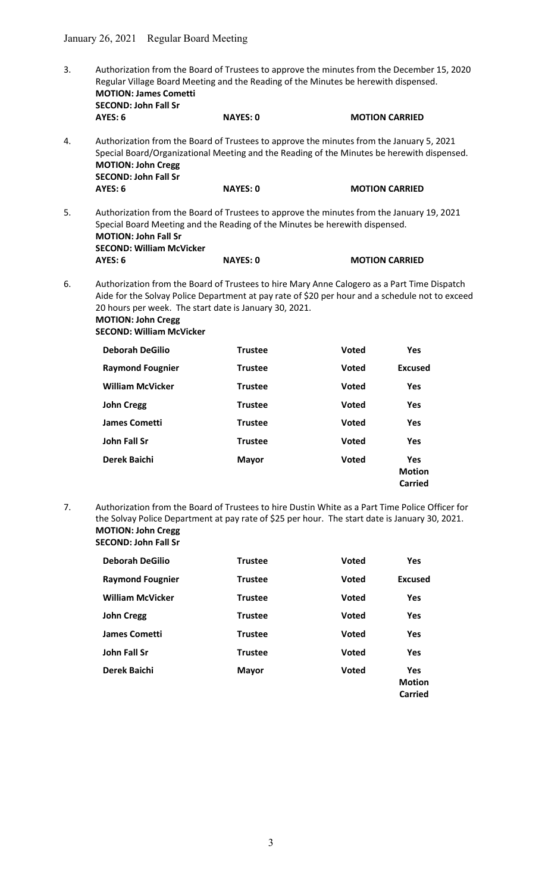3. Authorization from the Board of Trustees to approve the minutes from the December 15, 2020 Regular Village Board Meeting and the Reading of the Minutes be herewith dispensed.
**MOTION: James Cometti**
**SECOND: John Fall Sr**
**AYES: 6** **NAYES: 0** **MOTION CARRIED**

4. Authorization from the Board of Trustees to approve the minutes from the January 5, 2021 Special Board/Organizational Meeting and the Reading of the Minutes be herewith dispensed.
**MOTION: John Cregg**
**SECOND: John Fall Sr**
**AYES: 6** **NAYES: 0** **MOTION CARRIED**

5. Authorization from the Board of Trustees to approve the minutes from the January 19, 2021 Special Board Meeting and the Reading of the Minutes be herewith dispensed.
**MOTION: John Fall Sr**
**SECOND: William McVicker**
**AYES: 6** **NAYES: 0** **MOTION CARRIED**

6. Authorization from the Board of Trustees to hire Mary Anne Calogero as a Part Time Dispatch Aide for the Solvay Police Department at pay rate of $20 per hour and a schedule not to exceed 20 hours per week. The start date is January 30, 2021.
**MOTION: John Cregg**
**SECOND: William McVicker**

| | | | |
|---|---|---|---|
| **Deborah DeGilio** | **Trustee** | **Voted** | **Yes** |
| **Raymond Fougnier** | **Trustee** | **Voted** | **Excused** |
| **William McVicker** | **Trustee** | **Voted** | **Yes** |
| **John Cregg** | **Trustee** | **Voted** | **Yes** |
| **James Cometti** | **Trustee** | **Voted** | **Yes** |
| **John Fall Sr** | **Trustee** | **Voted** | **Yes** |
| **Derek Baichi** | **Mayor** | **Voted** | **Yes Motion Carried** |

7. Authorization from the Board of Trustees to hire Dustin White as a Part Time Police Officer for the Solvay Police Department at pay rate of $25 per hour. The start date is January 30, 2021.
**MOTION: John Cregg**
**SECOND: John Fall Sr**

| | | | |
|---|---|---|---|
| **Deborah DeGilio** | **Trustee** | **Voted** | **Yes** |
| **Raymond Fougnier** | **Trustee** | **Voted** | **Excused** |
| **William McVicker** | **Trustee** | **Voted** | **Yes** |
| **John Cregg** | **Trustee** | **Voted** | **Yes** |
| **James Cometti** | **Trustee** | **Voted** | **Yes** |
| **John Fall Sr** | **Trustee** | **Voted** | **Yes** |
| **Derek Baichi** | **Mayor** | **Voted** | **Yes Motion Carried** |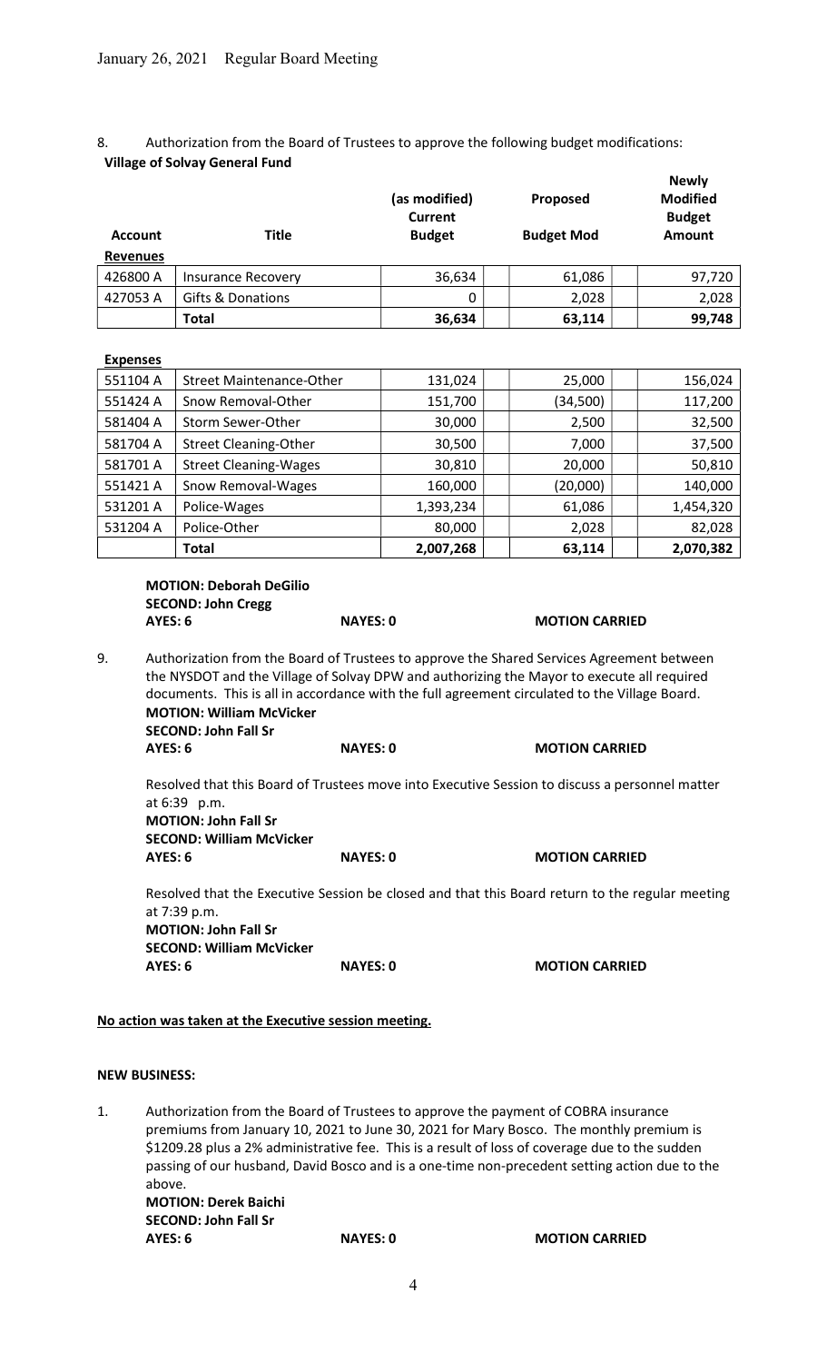8. Authorization from the Board of Trustees to approve the following budget modifications:

**Village of Solvay General Fund**

| Account | Title | (as modified) Current Budget | Proposed Budget Mod | Newly Modified Budget Amount |
|---|---|---|---|---|
| **Revenues** | | | | |
| 426800 A | Insurance Recovery | 36,634 | 61,086 | 97,720 |
| 427053 A | Gifts & Donations | 0 | 2,028 | 2,028 |
| | **Total** | **36,634** | **63,114** | **99,748** |

| Account | Title | (as modified) Current Budget | Proposed Budget Mod | Newly Modified Budget Amount |
|---|---|---|---|---|
| **Expenses** | | | | |
| 551104 A | Street Maintenance-Other | 131,024 | 25,000 | 156,024 |
| 551424 A | Snow Removal-Other | 151,700 | (34,500) | 117,200 |
| 581404 A | Storm Sewer-Other | 30,000 | 2,500 | 32,500 |
| 581704 A | Street Cleaning-Other | 30,500 | 7,000 | 37,500 |
| 581701 A | Street Cleaning-Wages | 30,810 | 20,000 | 50,810 |
| 551421 A | Snow Removal-Wages | 160,000 | (20,000) | 140,000 |
| 531201 A | Police-Wages | 1,393,234 | 61,086 | 1,454,320 |
| 531204 A | Police-Other | 80,000 | 2,028 | 82,028 |
| | **Total** | **2,007,268** | **63,114** | **2,070,382** |

**MOTION: Deborah DeGilio**
**SECOND: John Cregg**
**AYES: 6** **NAYES: 0** **MOTION CARRIED**

9. Authorization from the Board of Trustees to approve the Shared Services Agreement between the NYSDOT and the Village of Solvay DPW and authorizing the Mayor to execute all required documents. This is all in accordance with the full agreement circulated to the Village Board.
**MOTION: William McVicker**
**SECOND: John Fall Sr**
**AYES: 6** **NAYES: 0** **MOTION CARRIED**

Resolved that this Board of Trustees move into Executive Session to discuss a personnel matter at 6:39 p.m.
**MOTION: John Fall Sr**
**SECOND: William McVicker**
**AYES: 6** **NAYES: 0** **MOTION CARRIED**

Resolved that the Executive Session be closed and that this Board return to the regular meeting at 7:39 p.m.
**MOTION: John Fall Sr**
**SECOND: William McVicker**
**AYES: 6** **NAYES: 0** **MOTION CARRIED**

**No action was taken at the Executive session meeting.**

**NEW BUSINESS:**

1. Authorization from the Board of Trustees to approve the payment of COBRA insurance premiums from January 10, 2021 to June 30, 2021 for Mary Bosco. The monthly premium is $1209.28 plus a 2% administrative fee. This is a result of loss of coverage due to the sudden passing of our husband, David Bosco and is a one-time non-precedent setting action due to the above.
**MOTION: Derek Baichi**
**SECOND: John Fall Sr**
**AYES: 6** **NAYES: 0** **MOTION CARRIED**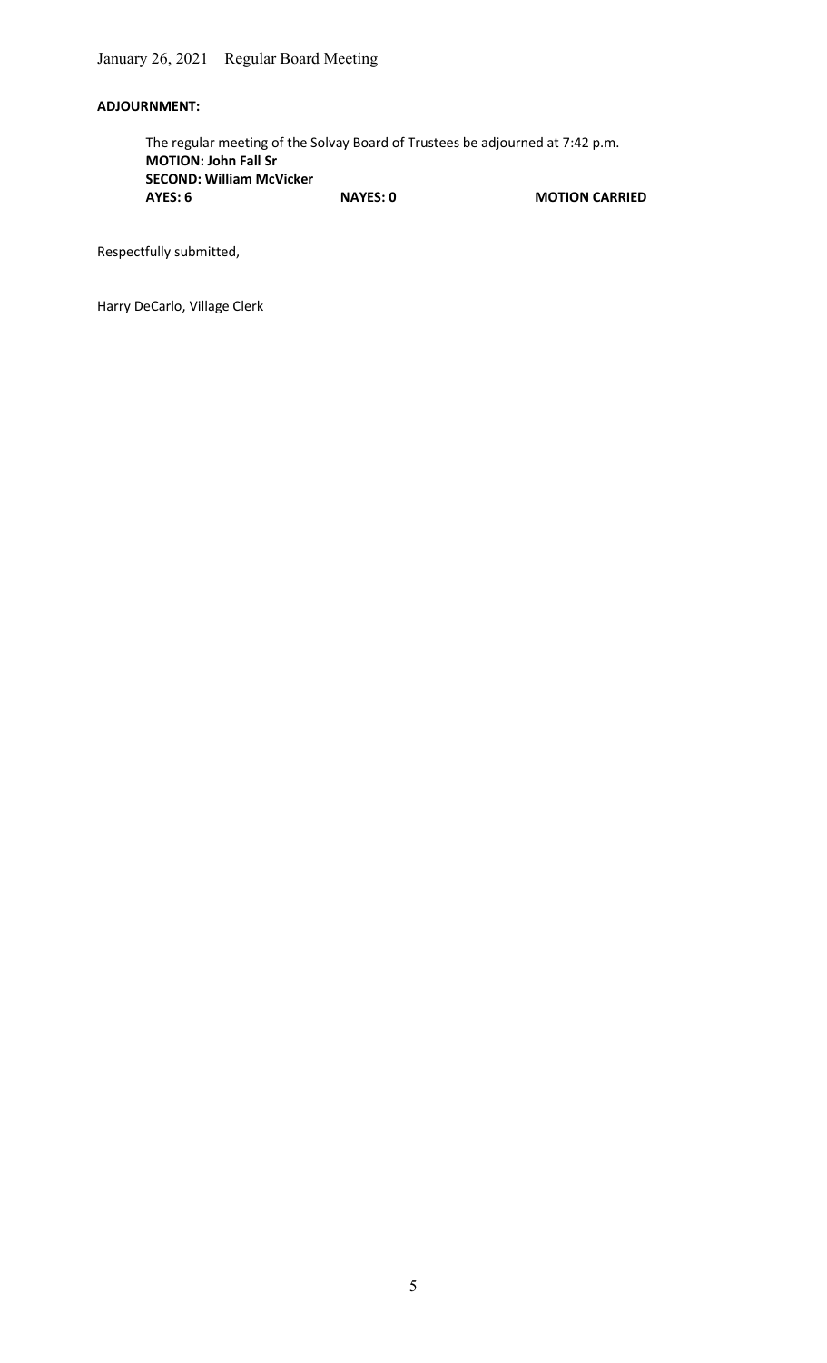**ADJOURNMENT:**

The regular meeting of the Solvay Board of Trustees be adjourned at 7:42 p.m.
**MOTION: John Fall Sr**
**SECOND: William McVicker**
**AYES: 6** **NAYES: 0** **MOTION CARRIED**

Respectfully submitted,

Harry DeCarlo, Village Clerk